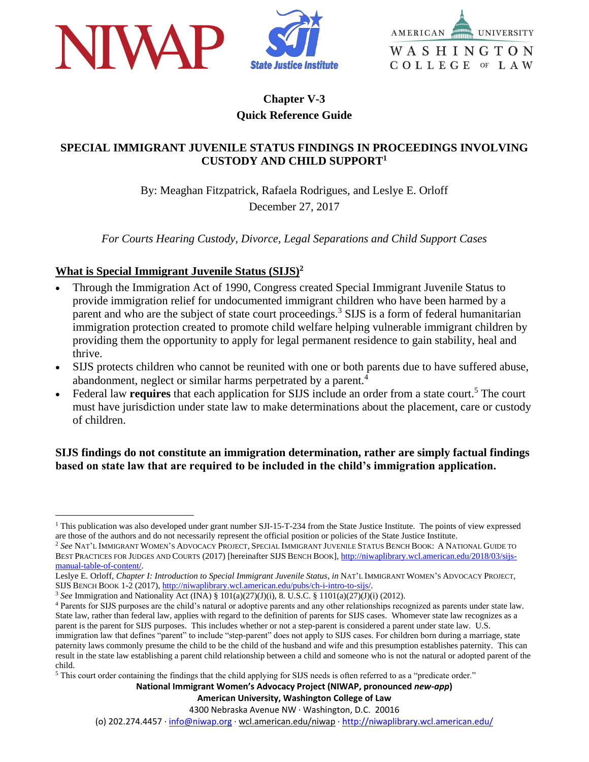# Chapter V-3
## Quick Reference Guide

## SPECIAL IMMIGRANT JUVENILE STATUS FINDINGS IN PROCEEDINGS INVOLVING CUSTODY AND CHILD SUPPORT[1]

By: Meaghan Fitzpatrick, Rafaela Rodrigues, and Leslye E. Orloff
December 27, 2017

*For Courts Hearing Custody, Divorce, Legal Separations and Child Support Cases*

### What is Special Immigrant Juvenile Status (SIJS)[2]

- Through the Immigration Act of 1990, Congress created Special Immigrant Juvenile Status to provide immigration relief for undocumented immigrant children who have been harmed by a parent and who are the subject of state court proceedings.[3] SIJS is a form of federal humanitarian immigration protection created to promote child welfare helping vulnerable immigrant children by providing them the opportunity to apply for legal permanent residence to gain stability, heal and thrive.
- SIJS protects children who cannot be reunited with one or both parents due to have suffered abuse, abandonment, neglect or similar harms perpetrated by a parent.[4]
- Federal law **requires** that each application for SIJS include an order from a state court.[5] The court must have jurisdiction under state law to make determinations about the placement, care or custody of children.

**SIJS findings do not constitute an immigration determination, rather are simply factual findings based on state law that are required to be included in the child's immigration application.**

---

[1] This publication was also developed under grant number SJI-15-T-234 from the State Justice Institute. The points of view expressed are those of the authors and do not necessarily represent the official position or policies of the State Justice Institute.

[2] *See* NAT'L IMMIGRANT WOMEN'S ADVOCACY PROJECT, SPECIAL IMMIGRANT JUVENILE STATUS BENCH BOOK: A NATIONAL GUIDE TO BEST PRACTICES FOR JUDGES AND COURTS (2017) [hereinafter SIJS BENCH BOOK], http://niwaplibrary.wcl.american.edu/2018/03/sijs-manual-table-of-content/.
Leslye E. Orloff, *Chapter I: Introduction to Special Immigrant Juvenile Status*, *in* NAT'L IMMIGRANT WOMEN'S ADVOCACY PROJECT, SIJS BENCH BOOK 1-2 (2017), http://niwaplibrary.wcl.american.edu/pubs/ch-i-intro-to-sijs/.

[3] *See* Immigration and Nationality Act (INA) § 101(a)(27)(J)(i), 8. U.S.C. § 1101(a)(27)(J)(i) (2012).

[4] Parents for SIJS purposes are the child's natural or adoptive parents and any other relationships recognized as parents under state law. State law, rather than federal law, applies with regard to the definition of parents for SIJS cases. Whomever state law recognizes as a parent is the parent for SIJS purposes. This includes whether or not a step-parent is considered a parent under state law. U.S. immigration law that defines "parent" to include "step-parent" does not apply to SIJS cases. For children born during a marriage, state paternity laws commonly presume the child to be the child of the husband and wife and this presumption establishes paternity. This can result in the state law establishing a parent child relationship between a child and someone who is not the natural or adopted parent of the child.

[5] This court order containing the findings that the child applying for SIJS needs is often referred to as a "predicate order."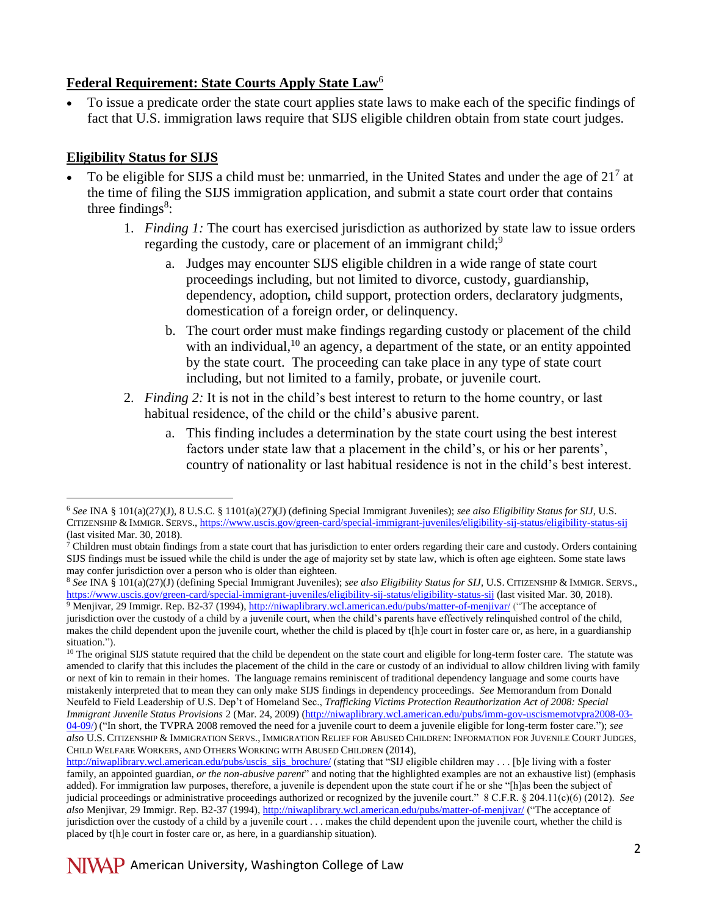**Federal Requirement: State Courts Apply State Law**[6]

- To issue a predicate order the state court applies state laws to make each of the specific findings of fact that U.S. immigration laws require that SIJS eligible children obtain from state court judges.

**Eligibility Status for SIJS**

- To be eligible for SIJS a child must be: unmarried, in the United States and under the age of 21[7] at the time of filing the SIJS immigration application, and submit a state court order that contains three findings[8]:
    1. *Finding 1:* The court has exercised jurisdiction as authorized by state law to issue orders regarding the custody, care or placement of an immigrant child;[9]
        a. Judges may encounter SIJS eligible children in a wide range of state court proceedings including, but not limited to divorce, custody, guardianship, dependency, adoption**,** child support, protection orders, declaratory judgments, domestication of a foreign order, or delinquency.
        b. The court order must make findings regarding custody or placement of the child with an individual,[10] an agency, a department of the state, or an entity appointed by the state court. The proceeding can take place in any type of state court including, but not limited to a family, probate, or juvenile court.
    2. *Finding 2:* It is not in the child's best interest to return to the home country, or last habitual residence, of the child or the child's abusive parent.
        a. This finding includes a determination by the state court using the best interest factors under state law that a placement in the child's, or his or her parents', country of nationality or last habitual residence is not in the child's best interest.

---

[6] *See* INA § 101(a)(27)(J), 8 U.S.C. § 1101(a)(27)(J) (defining Special Immigrant Juveniles); *see also Eligibility Status for SIJ*, U.S. CITIZENSHIP & IMMIGR. SERVS., https://www.uscis.gov/green-card/special-immigrant-juveniles/eligibility-sij-status/eligibility-status-sij (last visited Mar. 30, 2018).

[7] Children must obtain findings from a state court that has jurisdiction to enter orders regarding their care and custody. Orders containing SIJS findings must be issued while the child is under the age of majority set by state law, which is often age eighteen. Some state laws may confer jurisdiction over a person who is older than eighteen.

[8] *See* INA § 101(a)(27)(J) (defining Special Immigrant Juveniles); *see also Eligibility Status for SIJ*, U.S. CITIZENSHIP & IMMIGR. SERVS., https://www.uscis.gov/green-card/special-immigrant-juveniles/eligibility-sij-status/eligibility-status-sij (last visited Mar. 30, 2018).

[9] Menjivar, 29 Immigr. Rep. B2-37 (1994), http://niwaplibrary.wcl.american.edu/pubs/matter-of-menjivar/ ("The acceptance of jurisdiction over the custody of a child by a juvenile court, when the child's parents have effectively relinquished control of the child, makes the child dependent upon the juvenile court, whether the child is placed by t[h]e court in foster care or, as here, in a guardianship situation.").

[10] The original SIJS statute required that the child be dependent on the state court and eligible for long-term foster care. The statute was amended to clarify that this includes the placement of the child in the care or custody of an individual to allow children living with family or next of kin to remain in their homes. The language remains reminiscent of traditional dependency language and some courts have mistakenly interpreted that to mean they can only make SIJS findings in dependency proceedings. *See* Memorandum from Donald Neufeld to Field Leadership of U.S. Dep't of Homeland Sec., *Trafficking Victims Protection Reauthorization Act of 2008: Special Immigrant Juvenile Status Provisions* 2 (Mar. 24, 2009) (http://niwaplibrary.wcl.american.edu/pubs/imm-gov-uscismemotvpra2008-03-04-09/) ("In short, the TVPRA 2008 removed the need for a juvenile court to deem a juvenile eligible for long-term foster care."); *see also* U.S. CITIZENSHIP & IMMIGRATION SERVS., IMMIGRATION RELIEF FOR ABUSED CHILDREN: INFORMATION FOR JUVENILE COURT JUDGES, CHILD WELFARE WORKERS, AND OTHERS WORKING WITH ABUSED CHILDREN (2014), http://niwaplibrary.wcl.american.edu/pubs/uscis_sijs_brochure/ (stating that "SIJ eligible children may . . . [b]e living with a foster family, an appointed guardian, *or the non-abusive parent*" and noting that the highlighted examples are not an exhaustive list) (emphasis added). For immigration law purposes, therefore, a juvenile is dependent upon the state court if he or she "[h]as been the subject of judicial proceedings or administrative proceedings authorized or recognized by the juvenile court." 8 C.F.R. § 204.11(c)(6) (2012). *See also* Menjivar, 29 Immigr. Rep. B2-37 (1994), http://niwaplibrary.wcl.american.edu/pubs/matter-of-menjivar/ ("The acceptance of jurisdiction over the custody of a child by a juvenile court . . . makes the child dependent upon the juvenile court, whether the child is placed by t[h]e court in foster care or, as here, in a guardianship situation).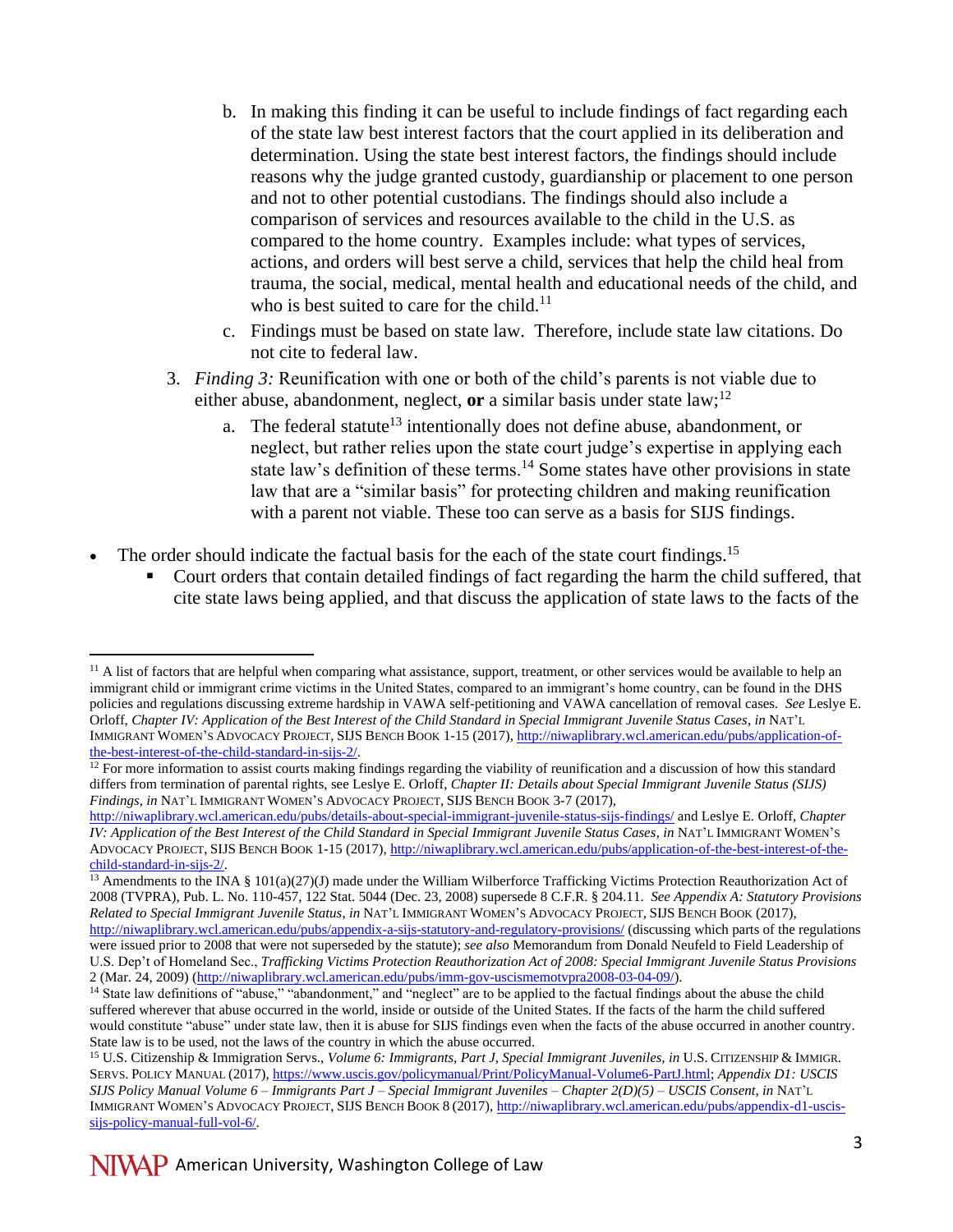b. In making this finding it can be useful to include findings of fact regarding each of the state law best interest factors that the court applied in its deliberation and determination. Using the state best interest factors, the findings should include reasons why the judge granted custody, guardianship or placement to one person and not to other potential custodians. The findings should also include a comparison of services and resources available to the child in the U.S. as compared to the home country. Examples include: what types of services, actions, and orders will best serve a child, services that help the child heal from trauma, the social, medical, mental health and educational needs of the child, and who is best suited to care for the child.[11]

   c. Findings must be based on state law. Therefore, include state law citations. Do not cite to federal law.

3. *Finding 3:* Reunification with one or both of the child's parents is not viable due to either abuse, abandonment, neglect, **or** a similar basis under state law;[12]

   a. The federal statute[13] intentionally does not define abuse, abandonment, or neglect, but rather relies upon the state court judge's expertise in applying each state law's definition of these terms.[14] Some states have other provisions in state law that are a "similar basis" for protecting children and making reunification with a parent not viable. These too can serve as a basis for SIJS findings.

- The order should indicate the factual basis for the each of the state court findings.[15]
  - Court orders that contain detailed findings of fact regarding the harm the child suffered, that cite state laws being applied, and that discuss the application of state laws to the facts of the

---

[11] A list of factors that are helpful when comparing what assistance, support, treatment, or other services would be available to help an immigrant child or immigrant crime victims in the United States, compared to an immigrant's home country, can be found in the DHS policies and regulations discussing extreme hardship in VAWA self-petitioning and VAWA cancellation of removal cases. *See* Leslye E. Orloff, *Chapter IV: Application of the Best Interest of the Child Standard in Special Immigrant Juvenile Status Cases*, *in* NAT'L IMMIGRANT WOMEN'S ADVOCACY PROJECT, SIJS BENCH BOOK 1-15 (2017), http://niwaplibrary.wcl.american.edu/pubs/application-of-the-best-interest-of-the-child-standard-in-sijs-2/.

[12] For more information to assist courts making findings regarding the viability of reunification and a discussion of how this standard differs from termination of parental rights, see Leslye E. Orloff, *Chapter II: Details about Special Immigrant Juvenile Status (SIJS) Findings*, *in* NAT'L IMMIGRANT WOMEN'S ADVOCACY PROJECT, SIJS BENCH BOOK 3-7 (2017), http://niwaplibrary.wcl.american.edu/pubs/details-about-special-immigrant-juvenile-status-sijs-findings/ and Leslye E. Orloff, *Chapter IV: Application of the Best Interest of the Child Standard in Special Immigrant Juvenile Status Cases*, *in* NAT'L IMMIGRANT WOMEN'S ADVOCACY PROJECT, SIJS BENCH BOOK 1-15 (2017), http://niwaplibrary.wcl.american.edu/pubs/application-of-the-best-interest-of-the-child-standard-in-sijs-2/.

[13] Amendments to the INA § 101(a)(27)(J) made under the William Wilberforce Trafficking Victims Protection Reauthorization Act of 2008 (TVPRA), Pub. L. No. 110-457, 122 Stat. 5044 (Dec. 23, 2008) supersede 8 C.F.R. § 204.11. *See Appendix A: Statutory Provisions Related to Special Immigrant Juvenile Status*, *in* NAT'L IMMIGRANT WOMEN'S ADVOCACY PROJECT, SIJS BENCH BOOK (2017), http://niwaplibrary.wcl.american.edu/pubs/appendix-a-sijs-statutory-and-regulatory-provisions/ (discussing which parts of the regulations were issued prior to 2008 that were not superseded by the statute); *see also* Memorandum from Donald Neufeld to Field Leadership of U.S. Dep't of Homeland Sec., *Trafficking Victims Protection Reauthorization Act of 2008: Special Immigrant Juvenile Status Provisions* 2 (Mar. 24, 2009) (http://niwaplibrary.wcl.american.edu/pubs/imm-gov-uscismemotvpra2008-03-04-09/).

[14] State law definitions of "abuse," "abandonment," and "neglect" are to be applied to the factual findings about the abuse the child suffered wherever that abuse occurred in the world, inside or outside of the United States. If the facts of the harm the child suffered would constitute "abuse" under state law, then it is abuse for SIJS findings even when the facts of the abuse occurred in another country. State law is to be used, not the laws of the country in which the abuse occurred.

[15] U.S. Citizenship & Immigration Servs., *Volume 6: Immigrants, Part J, Special Immigrant Juveniles, in* U.S. CITIZENSHIP & IMMIGR. SERVS. POLICY MANUAL (2017), https://www.uscis.gov/policymanual/Print/PolicyManual-Volume6-PartJ.html; *Appendix D1: USCIS SIJS Policy Manual Volume 6 – Immigrants Part J – Special Immigrant Juveniles – Chapter 2(D)(5) – USCIS Consent*, *in* NAT'L IMMIGRANT WOMEN'S ADVOCACY PROJECT, SIJS BENCH BOOK 8 (2017), http://niwaplibrary.wcl.american.edu/pubs/appendix-d1-uscis-sijs-policy-manual-full-vol-6/.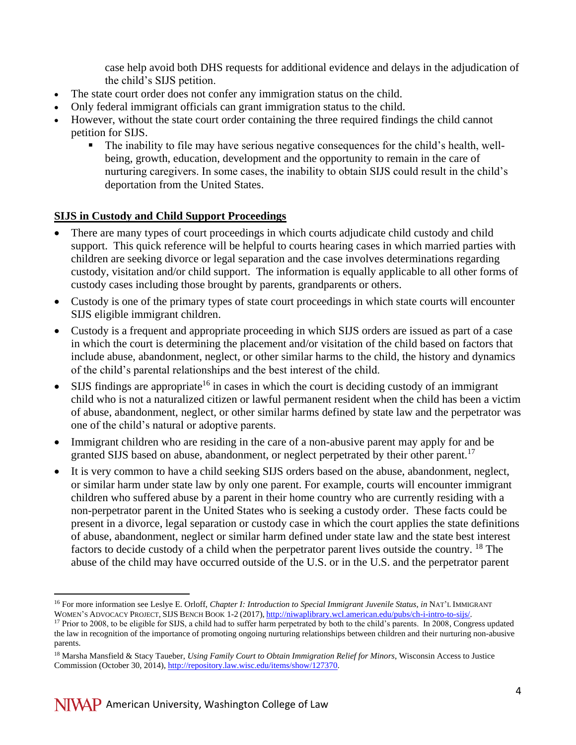case help avoid both DHS requests for additional evidence and delays in the adjudication of the child's SIJS petition.

- The state court order does not confer any immigration status on the child.
- Only federal immigrant officials can grant immigration status to the child.
- However, without the state court order containing the three required findings the child cannot petition for SIJS.
  - The inability to file may have serious negative consequences for the child's health, well-being, growth, education, development and the opportunity to remain in the care of nurturing caregivers. In some cases, the inability to obtain SIJS could result in the child's deportation from the United States.

**SIJS in Custody and Child Support Proceedings**

- There are many types of court proceedings in which courts adjudicate child custody and child support. This quick reference will be helpful to courts hearing cases in which married parties with children are seeking divorce or legal separation and the case involves determinations regarding custody, visitation and/or child support. The information is equally applicable to all other forms of custody cases including those brought by parents, grandparents or others.
- Custody is one of the primary types of state court proceedings in which state courts will encounter SIJS eligible immigrant children.
- Custody is a frequent and appropriate proceeding in which SIJS orders are issued as part of a case in which the court is determining the placement and/or visitation of the child based on factors that include abuse, abandonment, neglect, or other similar harms to the child, the history and dynamics of the child's parental relationships and the best interest of the child.
- SIJS findings are appropriate[16] in cases in which the court is deciding custody of an immigrant child who is not a naturalized citizen or lawful permanent resident when the child has been a victim of abuse, abandonment, neglect, or other similar harms defined by state law and the perpetrator was one of the child's natural or adoptive parents.
- Immigrant children who are residing in the care of a non-abusive parent may apply for and be granted SIJS based on abuse, abandonment, or neglect perpetrated by their other parent.[17]
- It is very common to have a child seeking SIJS orders based on the abuse, abandonment, neglect, or similar harm under state law by only one parent. For example, courts will encounter immigrant children who suffered abuse by a parent in their home country who are currently residing with a non-perpetrator parent in the United States who is seeking a custody order. These facts could be present in a divorce, legal separation or custody case in which the court applies the state definitions of abuse, abandonment, neglect or similar harm defined under state law and the state best interest factors to decide custody of a child when the perpetrator parent lives outside the country. [18] The abuse of the child may have occurred outside of the U.S. or in the U.S. and the perpetrator parent

---

[16] For more information see Leslye E. Orloff, *Chapter I: Introduction to Special Immigrant Juvenile Status*, *in* NAT'L IMMIGRANT WOMEN'S ADVOCACY PROJECT, SIJS BENCH BOOK 1-2 (2017), http://niwaplibrary.wcl.american.edu/pubs/ch-i-intro-to-sijs/.

[17] Prior to 2008, to be eligible for SIJS, a child had to suffer harm perpetrated by both to the child's parents. In 2008, Congress updated the law in recognition of the importance of promoting ongoing nurturing relationships between children and their nurturing non-abusive parents.

[18] Marsha Mansfield & Stacy Taueber, *Using Family Court to Obtain Immigration Relief for Minors*, Wisconsin Access to Justice Commission (October 30, 2014), http://repository.law.wisc.edu/items/show/127370.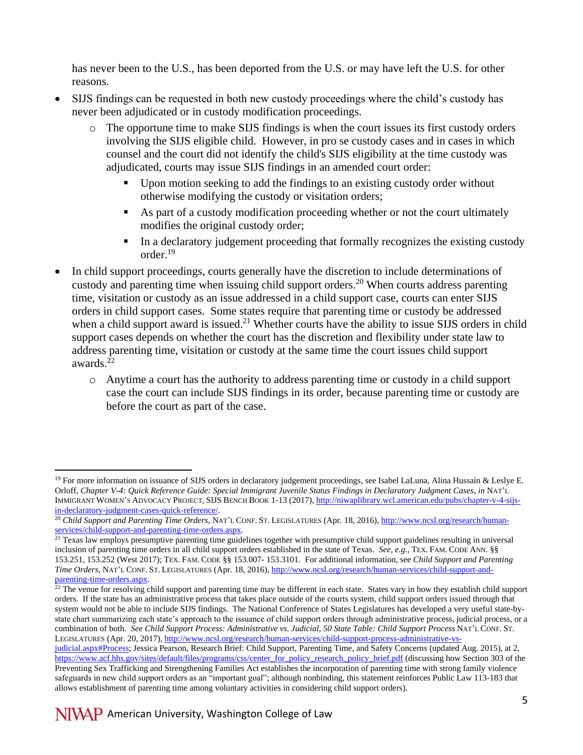has never been to the U.S., has been deported from the U.S. or may have left the U.S. for other reasons.

- SIJS findings can be requested in both new custody proceedings where the child's custody has never been adjudicated or in custody modification proceedings.
  - The opportune time to make SIJS findings is when the court issues its first custody orders involving the SIJS eligible child. However, in pro se custody cases and in cases in which counsel and the court did not identify the child's SIJS eligibility at the time custody was adjudicated, courts may issue SIJS findings in an amended court order:
    - Upon motion seeking to add the findings to an existing custody order without otherwise modifying the custody or visitation orders;
    - As part of a custody modification proceeding whether or not the court ultimately modifies the original custody order;
    - In a declaratory judgement proceeding that formally recognizes the existing custody order.[19]
- In child support proceedings, courts generally have the discretion to include determinations of custody and parenting time when issuing child support orders.[20] When courts address parenting time, visitation or custody as an issue addressed in a child support case, courts can enter SIJS orders in child support cases. Some states require that parenting time or custody be addressed when a child support award is issued.[21] Whether courts have the ability to issue SIJS orders in child support cases depends on whether the court has the discretion and flexibility under state law to address parenting time, visitation or custody at the same time the court issues child support awards.[22]
  - Anytime a court has the authority to address parenting time or custody in a child support case the court can include SIJS findings in its order, because parenting time or custody are before the court as part of the case.

---

[19] For more information on issuance of SIJS orders in declaratory judgement proceedings, see Isabel LaLuna, Alina Hussain & Leslye E. Orloff, *Chapter V-4: Quick Reference Guide: Special Immigrant Juvenile Status Findings in Declaratory Judgment Cases*, *in* NAT'L IMMIGRANT WOMEN'S ADVOCACY PROJECT, SIJS BENCH BOOK 1-13 (2017), http://niwaplibrary.wcl.american.edu/pubs/chapter-v-4-sijs-in-declaratory-judgment-cases-quick-reference/.

[20] *Child Support and Parenting Time Orders*, NAT'L CONF. ST. LEGISLATURES (Apr. 18, 2016), http://www.ncsl.org/research/human-services/child-support-and-parenting-time-orders.aspx.

[21] Texas law employs presumptive parenting time guidelines together with presumptive child support guidelines resulting in universal inclusion of parenting time orders in all child support orders established in the state of Texas. *See, e.g.*, TEX. FAM. CODE ANN. §§ 153.251, 153.252 (West 2017); TEX. FAM. CODE §§ 153.007- 153.3101. For additional information, see *Child Support and Parenting Time Orders*, NAT'L CONF. ST. LEGISLATURES (Apr. 18, 2016), http://www.ncsl.org/research/human-services/child-support-and-parenting-time-orders.aspx.

[22] The venue for resolving child support and parenting time may be different in each state. States vary in how they establish child support orders. If the state has an administrative process that takes place outside of the courts system, child support orders issued through that system would not be able to include SIJS findings. The National Conference of States Legislatures has developed a very useful state-by-state chart summarizing each state's approach to the issuance of child support orders through administrative process, judicial process, or a combination of both. *See Child Support Process: Administrative vs. Judicial, 50 State Table: Child Support Process* NAT'L CONF. ST. LEGISLATURES (Apr. 20, 2017), http://www.ncsl.org/research/human-services/child-support-process-administrative-vs-judicial.aspx#Process; Jessica Pearson, Research Brief: Child Support, Parenting Time, and Safety Concerns (updated Aug. 2015), at 2, https://www.acf.hhs.gov/sites/default/files/programs/css/center_for_policy_research_policy_brief.pdf (discussing how Section 303 of the Preventing Sex Trafficking and Strengthening Families Act establishes the incorporation of parenting time with strong family violence safeguards in new child support orders as an "important goal"; although nonbinding, this statement reinforces Public Law 113-183 that allows establishment of parenting time among voluntary activities in considering child support orders).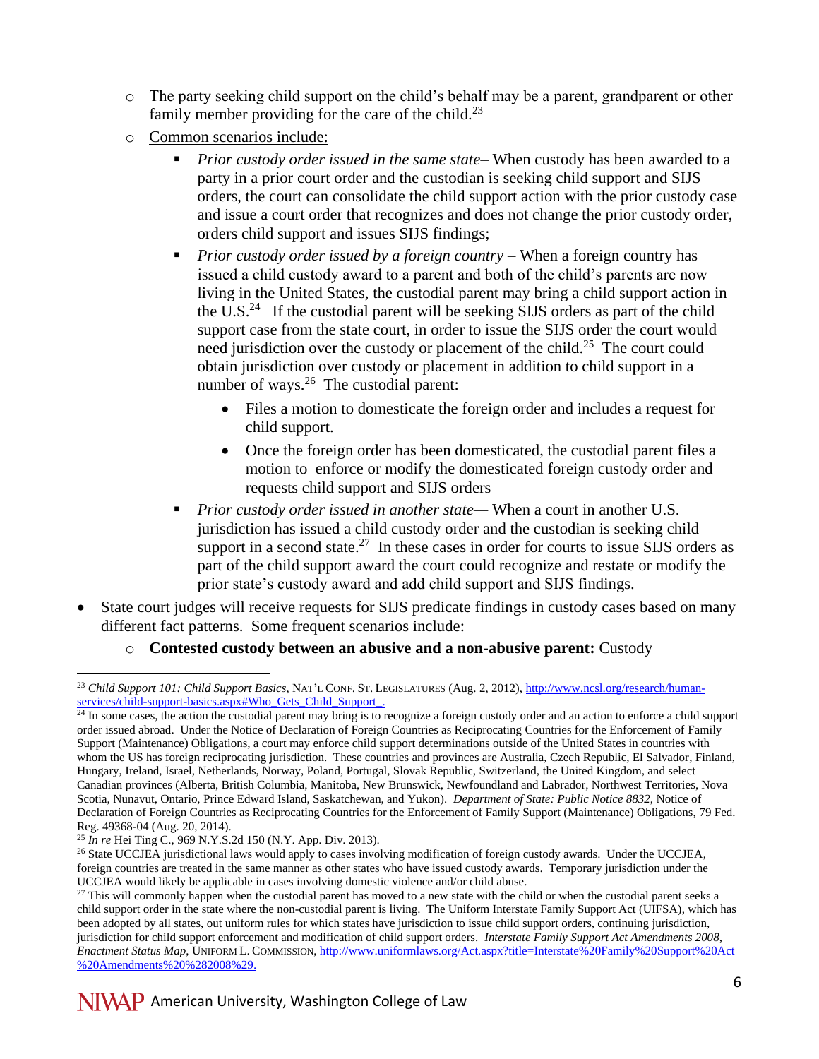- The party seeking child support on the child's behalf may be a parent, grandparent or other family member providing for the care of the child.[23]
- Common scenarios include:
  - *Prior custody order issued in the same state*– When custody has been awarded to a party in a prior court order and the custodian is seeking child support and SIJS orders, the court can consolidate the child support action with the prior custody case and issue a court order that recognizes and does not change the prior custody order, orders child support and issues SIJS findings;
  - *Prior custody order issued by a foreign country* – When a foreign country has issued a child custody award to a parent and both of the child's parents are now living in the United States, the custodial parent may bring a child support action in the U.S.[24] If the custodial parent will be seeking SIJS orders as part of the child support case from the state court, in order to issue the SIJS order the court would need jurisdiction over the custody or placement of the child.[25] The court could obtain jurisdiction over custody or placement in addition to child support in a number of ways.[26] The custodial parent:
    - Files a motion to domesticate the foreign order and includes a request for child support.
    - Once the foreign order has been domesticated, the custodial parent files a motion to enforce or modify the domesticated foreign custody order and requests child support and SIJS orders
  - *Prior custody order issued in another state*— When a court in another U.S. jurisdiction has issued a child custody order and the custodian is seeking child support in a second state.[27] In these cases in order for courts to issue SIJS orders as part of the child support award the court could recognize and restate or modify the prior state's custody award and add child support and SIJS findings.

- State court judges will receive requests for SIJS predicate findings in custody cases based on many different fact patterns. Some frequent scenarios include:
  - **Contested custody between an abusive and a non-abusive parent:** Custody

---

[23] *Child Support 101: Child Support Basics*, NAT'L CONF. ST. LEGISLATURES (Aug. 2, 2012), http://www.ncsl.org/research/human-services/child-support-basics.aspx#Who_Gets_Child_Support_.

[24] In some cases, the action the custodial parent may bring is to recognize a foreign custody order and an action to enforce a child support order issued abroad. Under the Notice of Declaration of Foreign Countries as Reciprocating Countries for the Enforcement of Family Support (Maintenance) Obligations, a court may enforce child support determinations outside of the United States in countries with whom the US has foreign reciprocating jurisdiction. These countries and provinces are Australia, Czech Republic, El Salvador, Finland, Hungary, Ireland, Israel, Netherlands, Norway, Poland, Portugal, Slovak Republic, Switzerland, the United Kingdom, and select Canadian provinces (Alberta, British Columbia, Manitoba, New Brunswick, Newfoundland and Labrador, Northwest Territories, Nova Scotia, Nunavut, Ontario, Prince Edward Island, Saskatchewan, and Yukon). *Department of State: Public Notice 8832*, Notice of Declaration of Foreign Countries as Reciprocating Countries for the Enforcement of Family Support (Maintenance) Obligations, 79 Fed. Reg. 49368-04 (Aug. 20, 2014).

[25] *In re* Hei Ting C., 969 N.Y.S.2d 150 (N.Y. App. Div. 2013).

[26] State UCCJEA jurisdictional laws would apply to cases involving modification of foreign custody awards. Under the UCCJEA, foreign countries are treated in the same manner as other states who have issued custody awards. Temporary jurisdiction under the UCCJEA would likely be applicable in cases involving domestic violence and/or child abuse.

[27] This will commonly happen when the custodial parent has moved to a new state with the child or when the custodial parent seeks a child support order in the state where the non-custodial parent is living. The Uniform Interstate Family Support Act (UIFSA), which has been adopted by all states, out uniform rules for which states have jurisdiction to issue child support orders, continuing jurisdiction, jurisdiction for child support enforcement and modification of child support orders. *Interstate Family Support Act Amendments 2008, Enactment Status Map*, UNIFORM L. COMMISSION, http://www.uniformlaws.org/Act.aspx?title=Interstate%20Family%20Support%20Act%20Amendments%20%282008%29.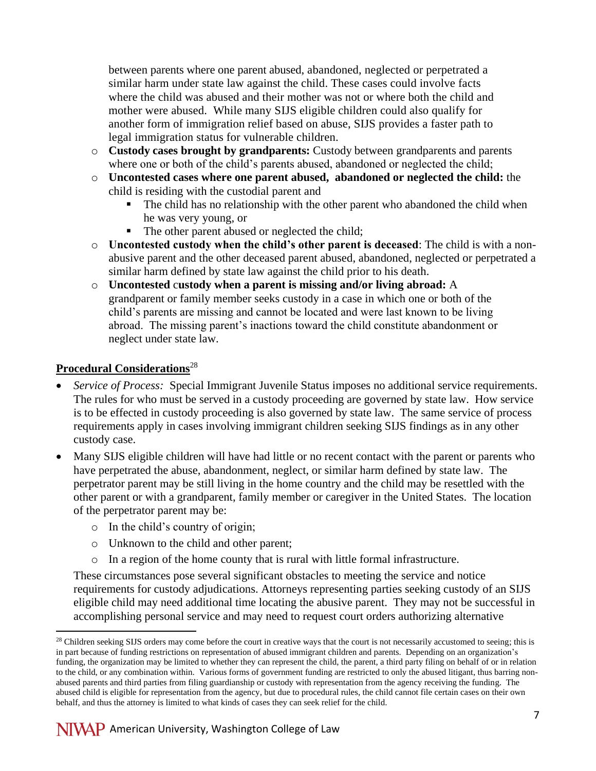between parents where one parent abused, abandoned, neglected or perpetrated a similar harm under state law against the child. These cases could involve facts where the child was abused and their mother was not or where both the child and mother were abused. While many SIJS eligible children could also qualify for another form of immigration relief based on abuse, SIJS provides a faster path to legal immigration status for vulnerable children.

  - **Custody cases brought by grandparents:** Custody between grandparents and parents where one or both of the child's parents abused, abandoned or neglected the child;
  - **Uncontested cases where one parent abused, abandoned or neglected the child:** the child is residing with the custodial parent and
    - The child has no relationship with the other parent who abandoned the child when he was very young, or
    - The other parent abused or neglected the child;
  - **Uncontested custody when the child's other parent is deceased**: The child is with a non-abusive parent and the other deceased parent abused, abandoned, neglected or perpetrated a similar harm defined by state law against the child prior to his death.
  - **Uncontested custody when a parent is missing and/or living abroad:** A grandparent or family member seeks custody in a case in which one or both of the child's parents are missing and cannot be located and were last known to be living abroad. The missing parent's inactions toward the child constitute abandonment or neglect under state law.

## Procedural Considerations[28]

- *Service of Process:* Special Immigrant Juvenile Status imposes no additional service requirements. The rules for who must be served in a custody proceeding are governed by state law. How service is to be effected in custody proceeding is also governed by state law. The same service of process requirements apply in cases involving immigrant children seeking SIJS findings as in any other custody case.
- Many SIJS eligible children will have had little or no recent contact with the parent or parents who have perpetrated the abuse, abandonment, neglect, or similar harm defined by state law. The perpetrator parent may be still living in the home country and the child may be resettled with the other parent or with a grandparent, family member or caregiver in the United States. The location of the perpetrator parent may be:
  - In the child's country of origin;
  - Unknown to the child and other parent;
  - In a region of the home county that is rural with little formal infrastructure.

  These circumstances pose several significant obstacles to meeting the service and notice requirements for custody adjudications. Attorneys representing parties seeking custody of an SIJS eligible child may need additional time locating the abusive parent. They may not be successful in accomplishing personal service and may need to request court orders authorizing alternative

[28] Children seeking SIJS orders may come before the court in creative ways that the court is not necessarily accustomed to seeing; this is in part because of funding restrictions on representation of abused immigrant children and parents. Depending on an organization's funding, the organization may be limited to whether they can represent the child, the parent, a third party filing on behalf of or in relation to the child, or any combination within. Various forms of government funding are restricted to only the abused litigant, thus barring non-abused parents and third parties from filing guardianship or custody with representation from the agency receiving the funding. The abused child is eligible for representation from the agency, but due to procedural rules, the child cannot file certain cases on their own behalf, and thus the attorney is limited to what kinds of cases they can seek relief for the child.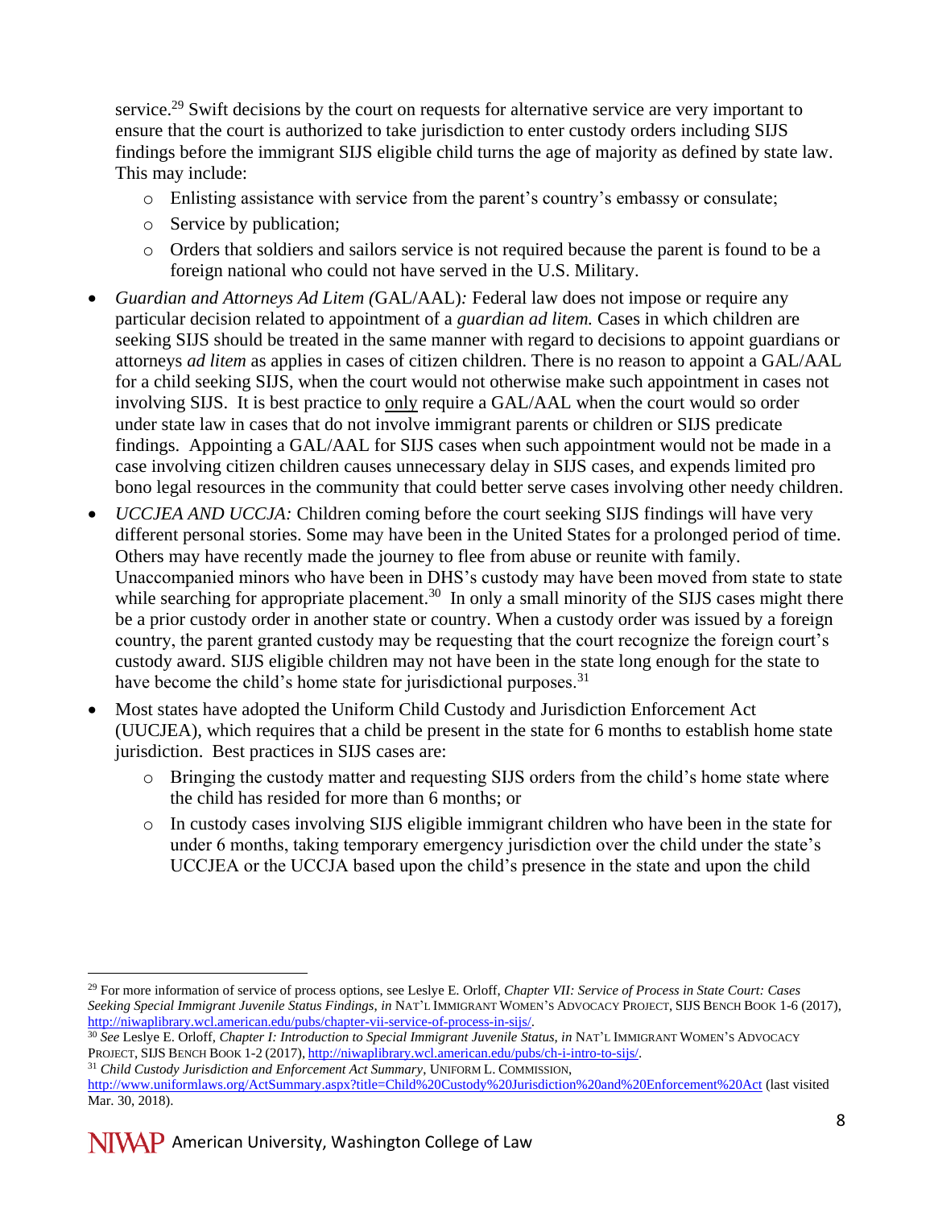service.[29] Swift decisions by the court on requests for alternative service are very important to ensure that the court is authorized to take jurisdiction to enter custody orders including SIJS findings before the immigrant SIJS eligible child turns the age of majority as defined by state law. This may include:

   - Enlisting assistance with service from the parent's country's embassy or consulate;
   - Service by publication;
   - Orders that soldiers and sailors service is not required because the parent is found to be a foreign national who could not have served in the U.S. Military.

- *Guardian and Attorneys Ad Litem (*GAL/AAL)*:* Federal law does not impose or require any particular decision related to appointment of a *guardian ad litem.* Cases in which children are seeking SIJS should be treated in the same manner with regard to decisions to appoint guardians or attorneys *ad litem* as applies in cases of citizen children. There is no reason to appoint a GAL/AAL for a child seeking SIJS, when the court would not otherwise make such appointment in cases not involving SIJS. It is best practice to <u>only</u> require a GAL/AAL when the court would so order under state law in cases that do not involve immigrant parents or children or SIJS predicate findings. Appointing a GAL/AAL for SIJS cases when such appointment would not be made in a case involving citizen children causes unnecessary delay in SIJS cases, and expends limited pro bono legal resources in the community that could better serve cases involving other needy children.
- *UCCJEA AND UCCJA:* Children coming before the court seeking SIJS findings will have very different personal stories. Some may have been in the United States for a prolonged period of time. Others may have recently made the journey to flee from abuse or reunite with family. Unaccompanied minors who have been in DHS's custody may have been moved from state to state while searching for appropriate placement.[30] In only a small minority of the SIJS cases might there be a prior custody order in another state or country. When a custody order was issued by a foreign country, the parent granted custody may be requesting that the court recognize the foreign court's custody award. SIJS eligible children may not have been in the state long enough for the state to have become the child's home state for jurisdictional purposes.[31]
- Most states have adopted the Uniform Child Custody and Jurisdiction Enforcement Act (UUCJEA), which requires that a child be present in the state for 6 months to establish home state jurisdiction. Best practices in SIJS cases are:
   - Bringing the custody matter and requesting SIJS orders from the child's home state where the child has resided for more than 6 months; or
   - In custody cases involving SIJS eligible immigrant children who have been in the state for under 6 months, taking temporary emergency jurisdiction over the child under the state's UCCJEA or the UCCJA based upon the child's presence in the state and upon the child

---

[29] For more information of service of process options, see Leslye E. Orloff, *Chapter VII: Service of Process in State Court: Cases Seeking Special Immigrant Juvenile Status Findings*, *in* NAT'L IMMIGRANT WOMEN'S ADVOCACY PROJECT, SIJS BENCH BOOK 1-6 (2017), http://niwaplibrary.wcl.american.edu/pubs/chapter-vii-service-of-process-in-sijs/.

[30] *See* Leslye E. Orloff, *Chapter I: Introduction to Special Immigrant Juvenile Status*, *in* NAT'L IMMIGRANT WOMEN'S ADVOCACY PROJECT, SIJS BENCH BOOK 1-2 (2017), http://niwaplibrary.wcl.american.edu/pubs/ch-i-intro-to-sijs/.

[31] *Child Custody Jurisdiction and Enforcement Act Summary*, UNIFORM L. COMMISSION, http://www.uniformlaws.org/ActSummary.aspx?title=Child%20Custody%20Jurisdiction%20and%20Enforcement%20Act (last visited Mar. 30, 2018).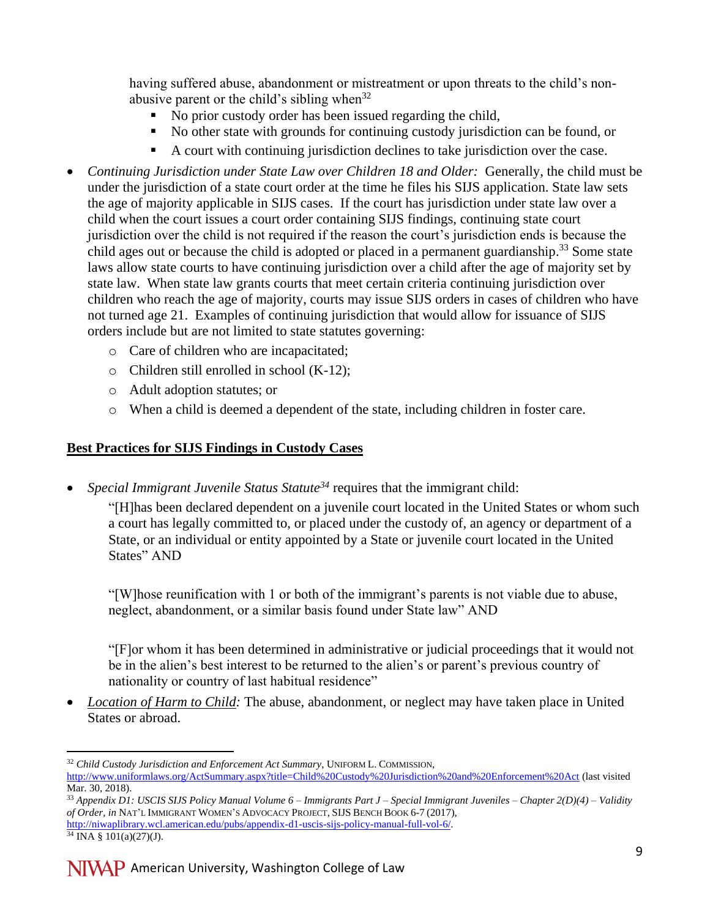having suffered abuse, abandonment or mistreatment or upon threats to the child's non-abusive parent or the child's sibling when[32]

- No prior custody order has been issued regarding the child,
- No other state with grounds for continuing custody jurisdiction can be found, or
- A court with continuing jurisdiction declines to take jurisdiction over the case.

- *Continuing Jurisdiction under State Law over Children 18 and Older:* Generally, the child must be under the jurisdiction of a state court order at the time he files his SIJS application. State law sets the age of majority applicable in SIJS cases. If the court has jurisdiction under state law over a child when the court issues a court order containing SIJS findings, continuing state court jurisdiction over the child is not required if the reason the court's jurisdiction ends is because the child ages out or because the child is adopted or placed in a permanent guardianship.[33] Some state laws allow state courts to have continuing jurisdiction over a child after the age of majority set by state law. When state law grants courts that meet certain criteria continuing jurisdiction over children who reach the age of majority, courts may issue SIJS orders in cases of children who have not turned age 21. Examples of continuing jurisdiction that would allow for issuance of SIJS orders include but are not limited to state statutes governing:
  - Care of children who are incapacitated;
  - Children still enrolled in school (K-12);
  - Adult adoption statutes; or
  - When a child is deemed a dependent of the state, including children in foster care.

## **Best Practices for SIJS Findings in Custody Cases**

- *Special Immigrant Juvenile Status Statute*[34] requires that the immigrant child:

  "[H]has been declared dependent on a juvenile court located in the United States or whom such a court has legally committed to, or placed under the custody of, an agency or department of a State, or an individual or entity appointed by a State or juvenile court located in the United States" AND

  "[W]hose reunification with 1 or both of the immigrant's parents is not viable due to abuse, neglect, abandonment, or a similar basis found under State law" AND

  "[F]or whom it has been determined in administrative or judicial proceedings that it would not be in the alien's best interest to be returned to the alien's or parent's previous country of nationality or country of last habitual residence"

- *Location of Harm to Child:* The abuse, abandonment, or neglect may have taken place in United States or abroad.

---

[32] *Child Custody Jurisdiction and Enforcement Act Summary*, UNIFORM L. COMMISSION, http://www.uniformlaws.org/ActSummary.aspx?title=Child%20Custody%20Jurisdiction%20and%20Enforcement%20Act (last visited Mar. 30, 2018).

[33] *Appendix D1: USCIS SIJS Policy Manual Volume 6 – Immigrants Part J – Special Immigrant Juveniles – Chapter 2(D)(4) – Validity of Order*, *in* NAT'L IMMIGRANT WOMEN'S ADVOCACY PROJECT, SIJS BENCH BOOK 6-7 (2017), http://niwaplibrary.wcl.american.edu/pubs/appendix-d1-uscis-sijs-policy-manual-full-vol-6/.

[34] INA § 101(a)(27)(J).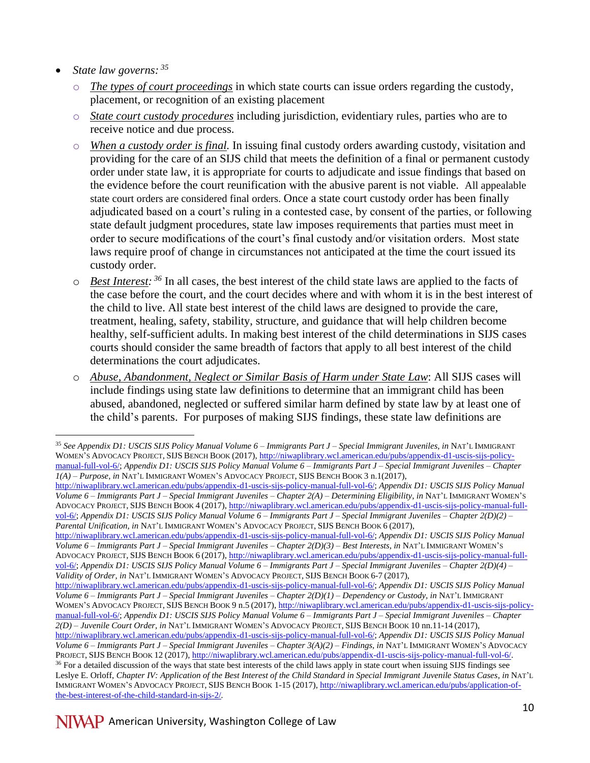- *State law governs:* [35]
  - *The types of court proceedings* in which state courts can issue orders regarding the custody, placement, or recognition of an existing placement
  - *State court custody procedures* including jurisdiction, evidentiary rules, parties who are to receive notice and due process.
  - *When a custody order is final.* In issuing final custody orders awarding custody, visitation and providing for the care of an SIJS child that meets the definition of a final or permanent custody order under state law, it is appropriate for courts to adjudicate and issue findings that based on the evidence before the court reunification with the abusive parent is not viable. All appealable state court orders are considered final orders. Once a state court custody order has been finally adjudicated based on a court's ruling in a contested case, by consent of the parties, or following state default judgment procedures, state law imposes requirements that parties must meet in order to secure modifications of the court's final custody and/or visitation orders. Most state laws require proof of change in circumstances not anticipated at the time the court issued its custody order.
  - *Best Interest:* [36] In all cases, the best interest of the child state laws are applied to the facts of the case before the court, and the court decides where and with whom it is in the best interest of the child to live. All state best interest of the child laws are designed to provide the care, treatment, healing, safety, stability, structure, and guidance that will help children become healthy, self-sufficient adults. In making best interest of the child determinations in SIJS cases courts should consider the same breadth of factors that apply to all best interest of the child determinations the court adjudicates.
  - *Abuse, Abandonment, Neglect or Similar Basis of Harm under State Law*: All SIJS cases will include findings using state law definitions to determine that an immigrant child has been abused, abandoned, neglected or suffered similar harm defined by state law by at least one of the child's parents. For purposes of making SIJS findings, these state law definitions are

---

[35] *See Appendix D1: USCIS SIJS Policy Manual Volume 6 – Immigrants Part J – Special Immigrant Juveniles, in* NAT'L IMMIGRANT WOMEN'S ADVOCACY PROJECT, SIJS BENCH BOOK (2017), http://niwaplibrary.wcl.american.edu/pubs/appendix-d1-uscis-sijs-policy-manual-full-vol-6/; *Appendix D1: USCIS SIJS Policy Manual Volume 6 – Immigrants Part J – Special Immigrant Juveniles – Chapter 1(A) – Purpose, in* NAT'L IMMIGRANT WOMEN'S ADVOCACY PROJECT, SIJS BENCH BOOK 3 n.1(2017), http://niwaplibrary.wcl.american.edu/pubs/appendix-d1-uscis-sijs-policy-manual-full-vol-6/; *Appendix D1: USCIS SIJS Policy Manual Volume 6 – Immigrants Part J – Special Immigrant Juveniles – Chapter 2(A) – Determining Eligibility, in* NAT'L IMMIGRANT WOMEN'S ADVOCACY PROJECT, SIJS BENCH BOOK 4 (2017), http://niwaplibrary.wcl.american.edu/pubs/appendix-d1-uscis-sijs-policy-manual-full-vol-6/; *Appendix D1: USCIS SIJS Policy Manual Volume 6 – Immigrants Part J – Special Immigrant Juveniles – Chapter 2(D)(2) – Parental Unification, in* NAT'L IMMIGRANT WOMEN'S ADVOCACY PROJECT, SIJS BENCH BOOK 6 (2017), http://niwaplibrary.wcl.american.edu/pubs/appendix-d1-uscis-sijs-policy-manual-full-vol-6/; *Appendix D1: USCIS SIJS Policy Manual Volume 6 – Immigrants Part J – Special Immigrant Juveniles – Chapter 2(D)(3) – Best Interests, in* NAT'L IMMIGRANT WOMEN'S ADVOCACY PROJECT, SIJS BENCH BOOK 6 (2017), http://niwaplibrary.wcl.american.edu/pubs/appendix-d1-uscis-sijs-policy-manual-full-vol-6/; *Appendix D1: USCIS SIJS Policy Manual Volume 6 – Immigrants Part J – Special Immigrant Juveniles – Chapter 2(D)(4) – Validity of Order, in* NAT'L IMMIGRANT WOMEN'S ADVOCACY PROJECT, SIJS BENCH BOOK 6-7 (2017), http://niwaplibrary.wcl.american.edu/pubs/appendix-d1-uscis-sijs-policy-manual-full-vol-6/; *Appendix D1: USCIS SIJS Policy Manual Volume 6 – Immigrants Part J – Special Immigrant Juveniles – Chapter 2(D)(1) – Dependency or Custody, in* NAT'L IMMIGRANT WOMEN'S ADVOCACY PROJECT, SIJS BENCH BOOK 9 n.5 (2017), http://niwaplibrary.wcl.american.edu/pubs/appendix-d1-uscis-sijs-policy-manual-full-vol-6/; *Appendix D1: USCIS SIJS Policy Manual Volume 6 – Immigrants Part J – Special Immigrant Juveniles – Chapter 2(D) – Juvenile Court Order, in* NAT'L IMMIGRANT WOMEN'S ADVOCACY PROJECT, SIJS BENCH BOOK 10 nn.11-14 (2017), http://niwaplibrary.wcl.american.edu/pubs/appendix-d1-uscis-sijs-policy-manual-full-vol-6/; *Appendix D1: USCIS SIJS Policy Manual Volume 6 – Immigrants Part J – Special Immigrant Juveniles – Chapter 3(A)(2) – Findings, in* NAT'L IMMIGRANT WOMEN'S ADVOCACY PROJECT, SIJS BENCH BOOK 12 (2017), http://niwaplibrary.wcl.american.edu/pubs/appendix-d1-uscis-sijs-policy-manual-full-vol-6/.

[36] For a detailed discussion of the ways that state best interests of the child laws apply in state court when issuing SIJS findings see Leslye E. Orloff, *Chapter IV: Application of the Best Interest of the Child Standard in Special Immigrant Juvenile Status Cases, in* NAT'L IMMIGRANT WOMEN'S ADVOCACY PROJECT, SIJS BENCH BOOK 1-15 (2017), http://niwaplibrary.wcl.american.edu/pubs/application-of-the-best-interest-of-the-child-standard-in-sijs-2/.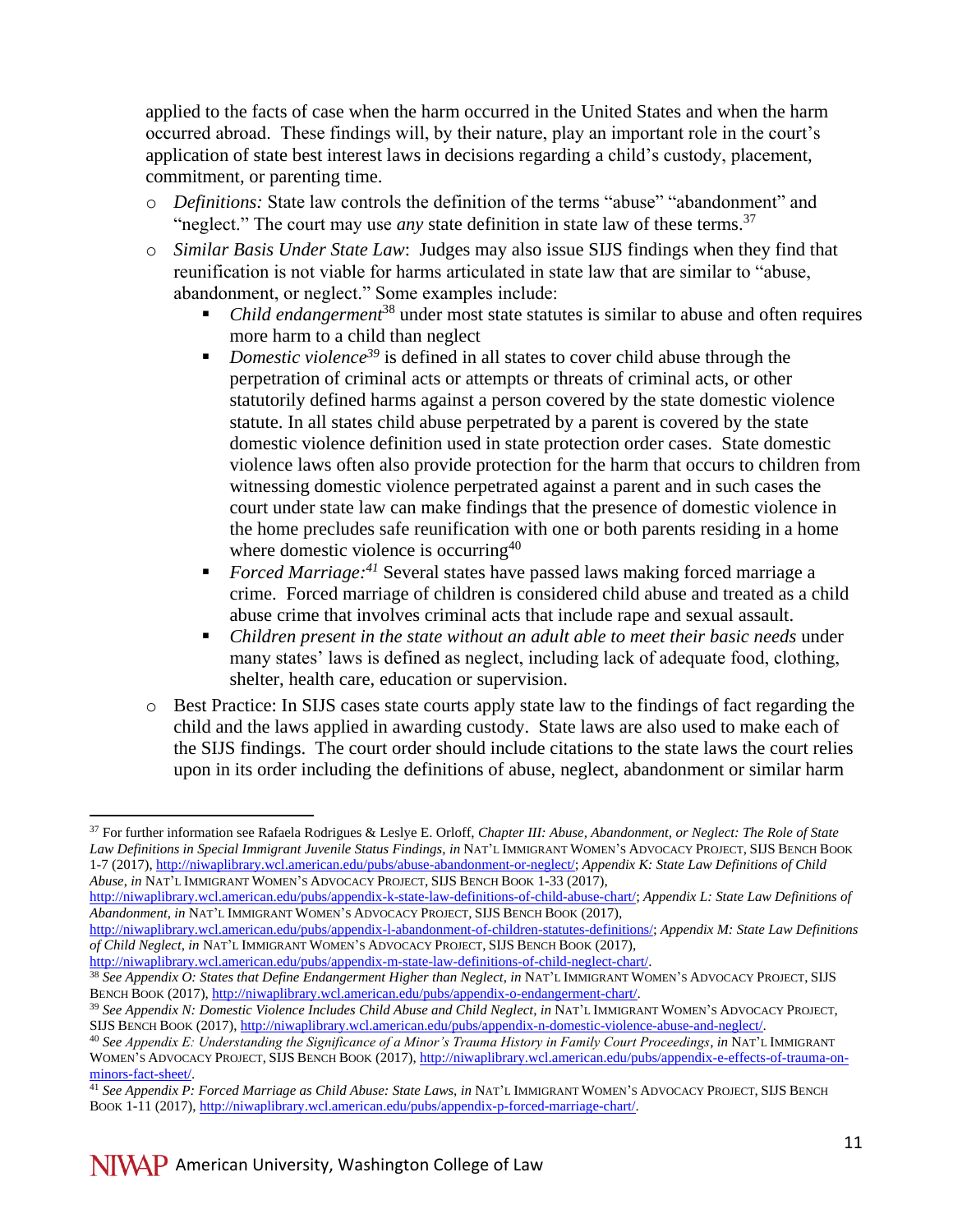applied to the facts of case when the harm occurred in the United States and when the harm occurred abroad. These findings will, by their nature, play an important role in the court's application of state best interest laws in decisions regarding a child's custody, placement, commitment, or parenting time.

- *Definitions:* State law controls the definition of the terms "abuse" "abandonment" and "neglect." The court may use *any* state definition in state law of these terms.[37]
- *Similar Basis Under State Law*: Judges may also issue SIJS findings when they find that reunification is not viable for harms articulated in state law that are similar to "abuse, abandonment, or neglect." Some examples include:
  - *Child endangerment*[38] under most state statutes is similar to abuse and often requires more harm to a child than neglect
  - *Domestic violence*[39] is defined in all states to cover child abuse through the perpetration of criminal acts or attempts or threats of criminal acts, or other statutorily defined harms against a person covered by the state domestic violence statute. In all states child abuse perpetrated by a parent is covered by the state domestic violence definition used in state protection order cases. State domestic violence laws often also provide protection for the harm that occurs to children from witnessing domestic violence perpetrated against a parent and in such cases the court under state law can make findings that the presence of domestic violence in the home precludes safe reunification with one or both parents residing in a home where domestic violence is occurring[40]
  - *Forced Marriage:*[41] Several states have passed laws making forced marriage a crime. Forced marriage of children is considered child abuse and treated as a child abuse crime that involves criminal acts that include rape and sexual assault.
  - *Children present in the state without an adult able to meet their basic needs* under many states' laws is defined as neglect, including lack of adequate food, clothing, shelter, health care, education or supervision.
- Best Practice: In SIJS cases state courts apply state law to the findings of fact regarding the child and the laws applied in awarding custody. State laws are also used to make each of the SIJS findings. The court order should include citations to the state laws the court relies upon in its order including the definitions of abuse, neglect, abandonment or similar harm

---

[37] For further information see Rafaela Rodrigues & Leslye E. Orloff, *Chapter III: Abuse, Abandonment, or Neglect: The Role of State Law Definitions in Special Immigrant Juvenile Status Findings*, *in* NAT'L IMMIGRANT WOMEN'S ADVOCACY PROJECT, SIJS BENCH BOOK 1-7 (2017), http://niwaplibrary.wcl.american.edu/pubs/abuse-abandonment-or-neglect/; *Appendix K: State Law Definitions of Child Abuse*, *in* NAT'L IMMIGRANT WOMEN'S ADVOCACY PROJECT, SIJS BENCH BOOK 1-33 (2017), http://niwaplibrary.wcl.american.edu/pubs/appendix-k-state-law-definitions-of-child-abuse-chart/; *Appendix L: State Law Definitions of Abandonment*, *in* NAT'L IMMIGRANT WOMEN'S ADVOCACY PROJECT, SIJS BENCH BOOK (2017), http://niwaplibrary.wcl.american.edu/pubs/appendix-l-abandonment-of-children-statutes-definitions/; *Appendix M: State Law Definitions of Child Neglect*, *in* NAT'L IMMIGRANT WOMEN'S ADVOCACY PROJECT, SIJS BENCH BOOK (2017), http://niwaplibrary.wcl.american.edu/pubs/appendix-m-state-law-definitions-of-child-neglect-chart/.

[38] *See Appendix O: States that Define Endangerment Higher than Neglect*, *in* NAT'L IMMIGRANT WOMEN'S ADVOCACY PROJECT, SIJS BENCH BOOK (2017), http://niwaplibrary.wcl.american.edu/pubs/appendix-o-endangerment-chart/.

[39] *See Appendix N: Domestic Violence Includes Child Abuse and Child Neglect*, *in* NAT'L IMMIGRANT WOMEN'S ADVOCACY PROJECT, SIJS BENCH BOOK (2017), http://niwaplibrary.wcl.american.edu/pubs/appendix-n-domestic-violence-abuse-and-neglect/.

[40] *See Appendix E: Understanding the Significance of a Minor's Trauma History in Family Court Proceedings*, *in* NAT'L IMMIGRANT WOMEN'S ADVOCACY PROJECT, SIJS BENCH BOOK (2017), http://niwaplibrary.wcl.american.edu/pubs/appendix-e-effects-of-trauma-on-minors-fact-sheet/.

[41] *See Appendix P: Forced Marriage as Child Abuse: State Laws*, *in* NAT'L IMMIGRANT WOMEN'S ADVOCACY PROJECT, SIJS BENCH BOOK 1-11 (2017), http://niwaplibrary.wcl.american.edu/pubs/appendix-p-forced-marriage-chart/.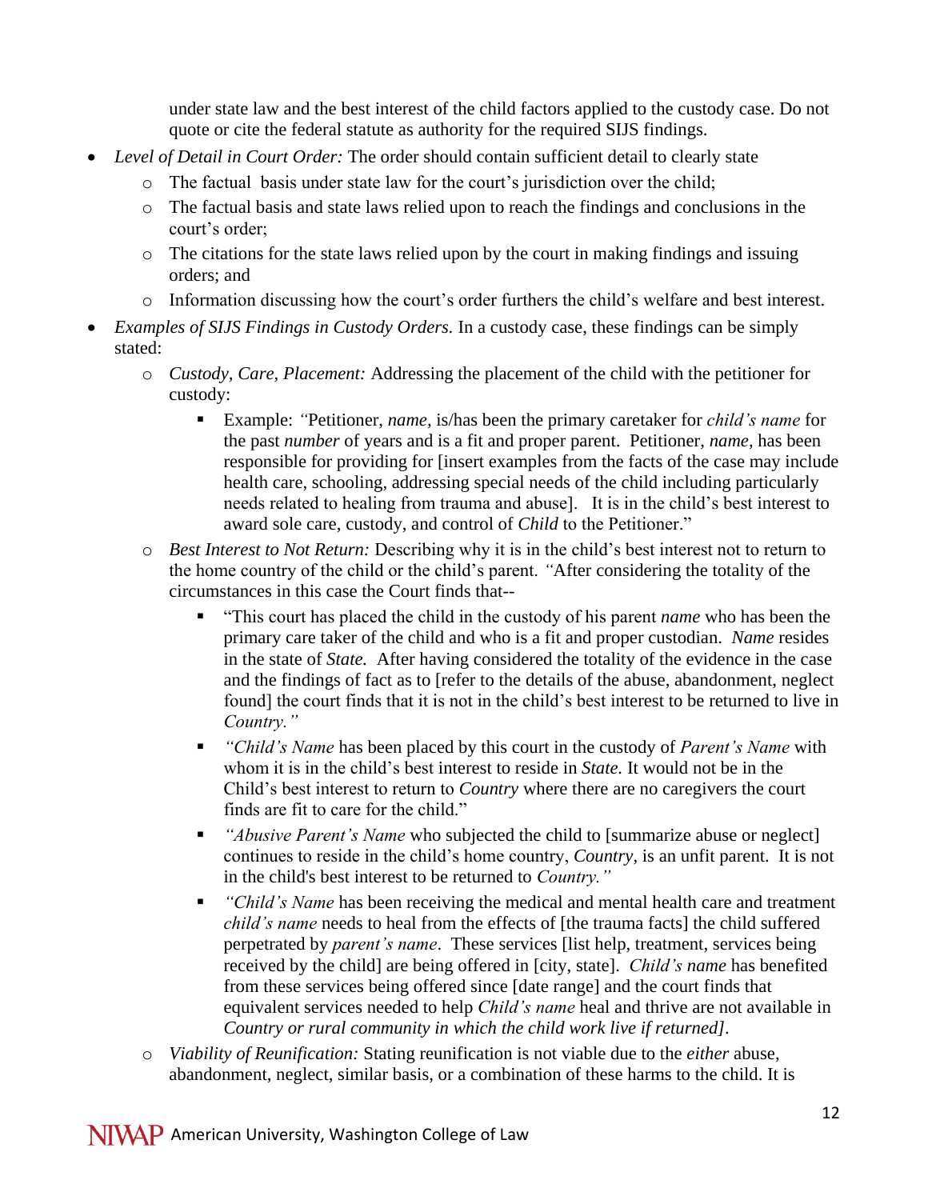under state law and the best interest of the child factors applied to the custody case. Do not quote or cite the federal statute as authority for the required SIJS findings.

- *Level of Detail in Court Order:* The order should contain sufficient detail to clearly state
  - The factual basis under state law for the court's jurisdiction over the child;
  - The factual basis and state laws relied upon to reach the findings and conclusions in the court's order;
  - The citations for the state laws relied upon by the court in making findings and issuing orders; and
  - Information discussing how the court's order furthers the child's welfare and best interest.
- *Examples of SIJS Findings in Custody Orders.* In a custody case, these findings can be simply stated:
  - *Custody, Care, Placement:* Addressing the placement of the child with the petitioner for custody:
    - Example: *"*Petitioner, *name*, is/has been the primary caretaker for *child's name* for the past *number* of years and is a fit and proper parent. Petitioner, *name*, has been responsible for providing for [insert examples from the facts of the case may include health care, schooling, addressing special needs of the child including particularly needs related to healing from trauma and abuse]. It is in the child's best interest to award sole care, custody, and control of *Child* to the Petitioner."
  - *Best Interest to Not Return:* Describing why it is in the child's best interest not to return to the home country of the child or the child's parent. *"*After considering the totality of the circumstances in this case the Court finds that--
    - "This court has placed the child in the custody of his parent *name* who has been the primary care taker of the child and who is a fit and proper custodian. *Name* resides in the state of *State.* After having considered the totality of the evidence in the case and the findings of fact as to [refer to the details of the abuse, abandonment, neglect found] the court finds that it is not in the child's best interest to be returned to live in *Country."*
    - *"Child's Name* has been placed by this court in the custody of *Parent's Name* with whom it is in the child's best interest to reside in *State.* It would not be in the Child's best interest to return to *Country* where there are no caregivers the court finds are fit to care for the child."
    - *"Abusive Parent's Name* who subjected the child to [summarize abuse or neglect] continues to reside in the child's home country, *Country*, is an unfit parent. It is not in the child's best interest to be returned to *Country."*
    - *"Child's Name* has been receiving the medical and mental health care and treatment *child's name* needs to heal from the effects of [the trauma facts] the child suffered perpetrated by *parent's name*. These services [list help, treatment, services being received by the child] are being offered in [city, state]. *Child's name* has benefited from these services being offered since [date range] and the court finds that equivalent services needed to help *Child's name* heal and thrive are not available in *Country or rural community in which the child work live if returned]*.
  - *Viability of Reunification:* Stating reunification is not viable due to the *either* abuse, abandonment, neglect, similar basis, or a combination of these harms to the child. It is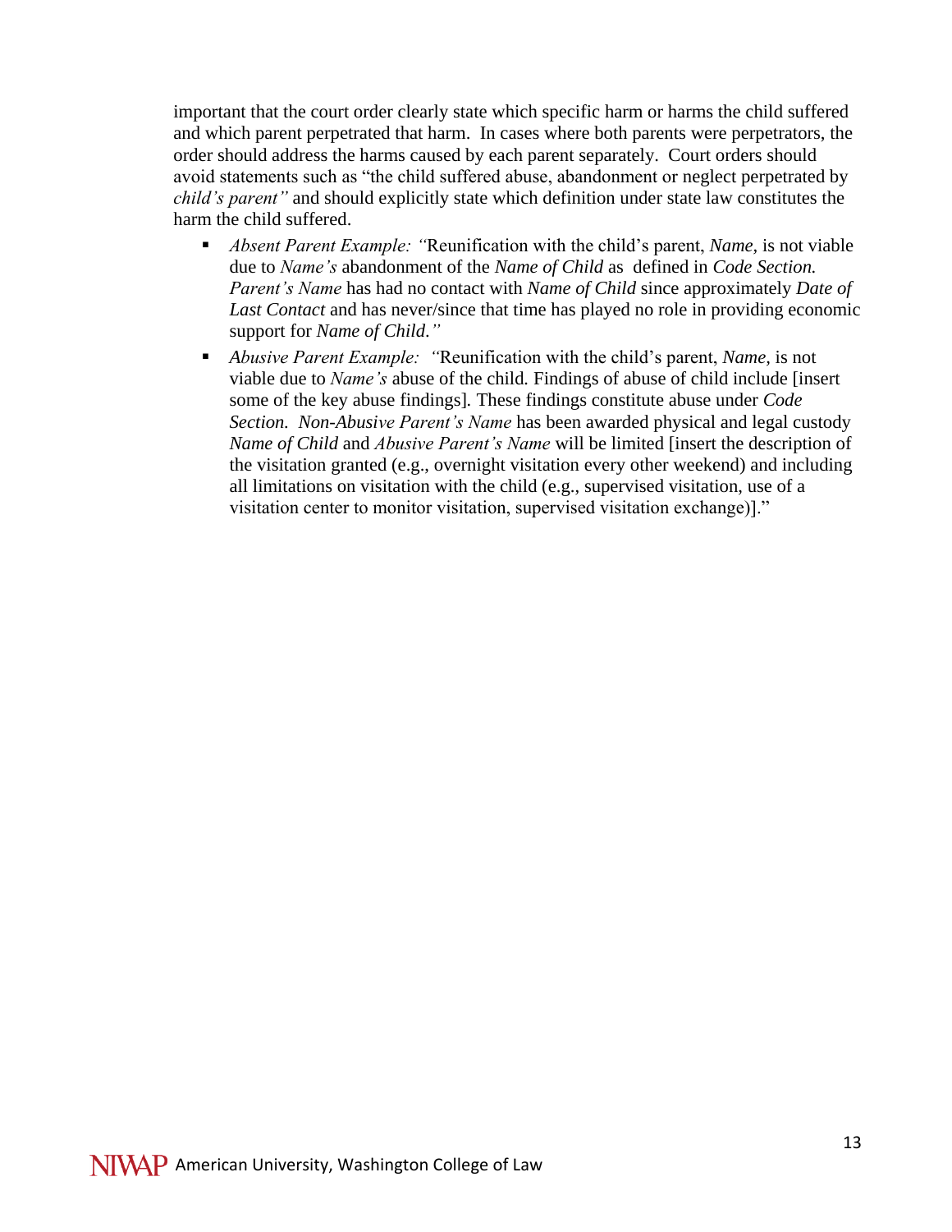important that the court order clearly state which specific harm or harms the child suffered and which parent perpetrated that harm. In cases where both parents were perpetrators, the order should address the harms caused by each parent separately. Court orders should avoid statements such as "the child suffered abuse, abandonment or neglect perpetrated by *child's parent"* and should explicitly state which definition under state law constitutes the harm the child suffered.

- *Absent Parent Example: "*Reunification with the child's parent, *Name*, is not viable due to *Name's* abandonment of the *Name of Child* as defined in *Code Section. Parent's Name* has had no contact with *Name of Child* since approximately *Date of Last Contact* and has never/since that time has played no role in providing economic support for *Name of Child."*
- *Abusive Parent Example: "*Reunification with the child's parent, *Name*, is not viable due to *Name's* abuse of the child. Findings of abuse of child include [insert some of the key abuse findings]. These findings constitute abuse under *Code Section. Non-Abusive Parent's Name* has been awarded physical and legal custody *Name of Child* and *Abusive Parent's Name* will be limited [insert the description of the visitation granted (e.g., overnight visitation every other weekend) and including all limitations on visitation with the child (e.g., supervised visitation, use of a visitation center to monitor visitation, supervised visitation exchange)]."